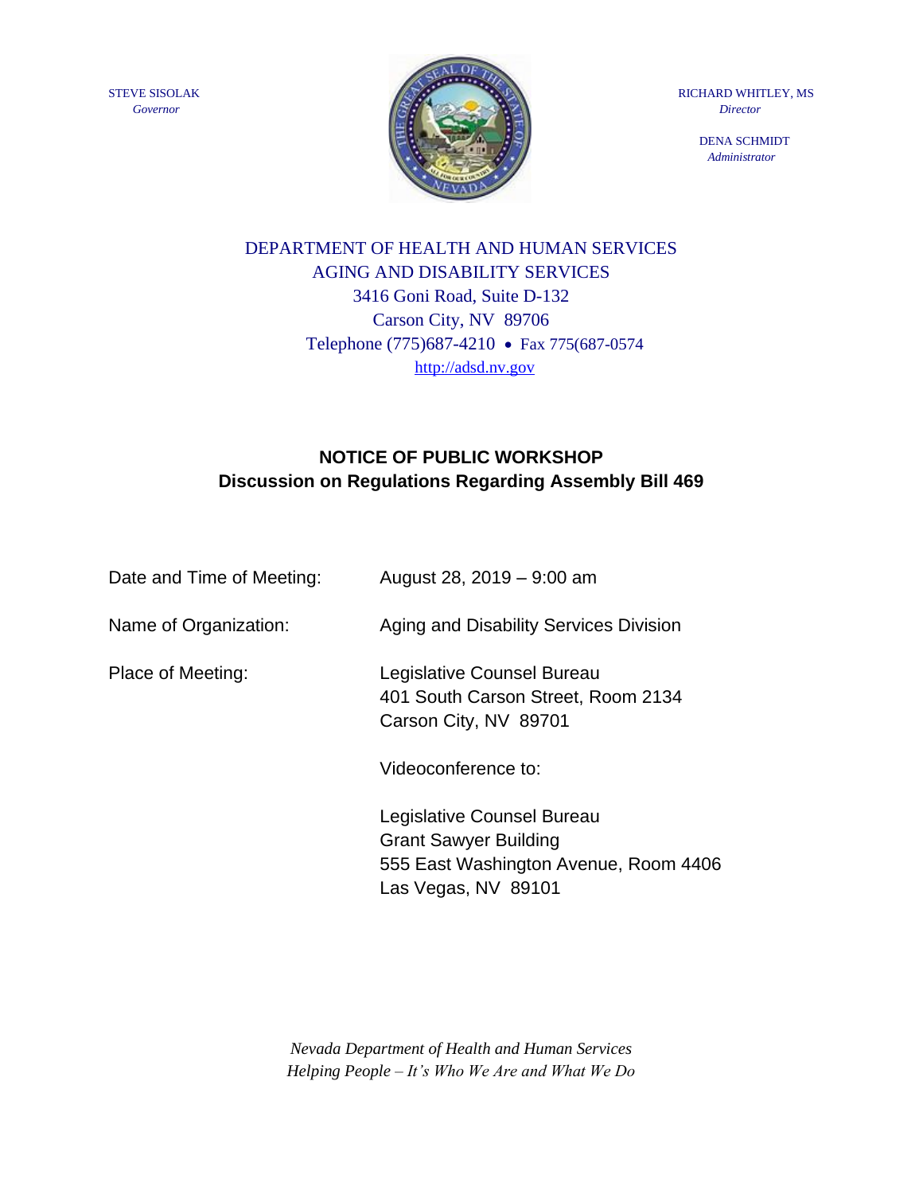STEVE SISOLAK
*Governor*

RICHARD WHITLEY, MS
*Director*

DENA SCHMIDT
*Administrator*

DEPARTMENT OF HEALTH AND HUMAN SERVICES
AGING AND DISABILITY SERVICES
3416 Goni Road, Suite D-132
Carson City, NV 89706
Telephone (775)687-4210 • Fax 775(687-0574
http://adsd.nv.gov

## NOTICE OF PUBLIC WORKSHOP
## Discussion on Regulations Regarding Assembly Bill 469

Date and Time of Meeting: August 28, 2019 – 9:00 am

Name of Organization: Aging and Disability Services Division

Place of Meeting: Legislative Counsel Bureau
401 South Carson Street, Room 2134
Carson City, NV 89701

Videoconference to:

Legislative Counsel Bureau
Grant Sawyer Building
555 East Washington Avenue, Room 4406
Las Vegas, NV 89101

*Nevada Department of Health and Human Services*
*Helping People – It's Who We Are and What We Do*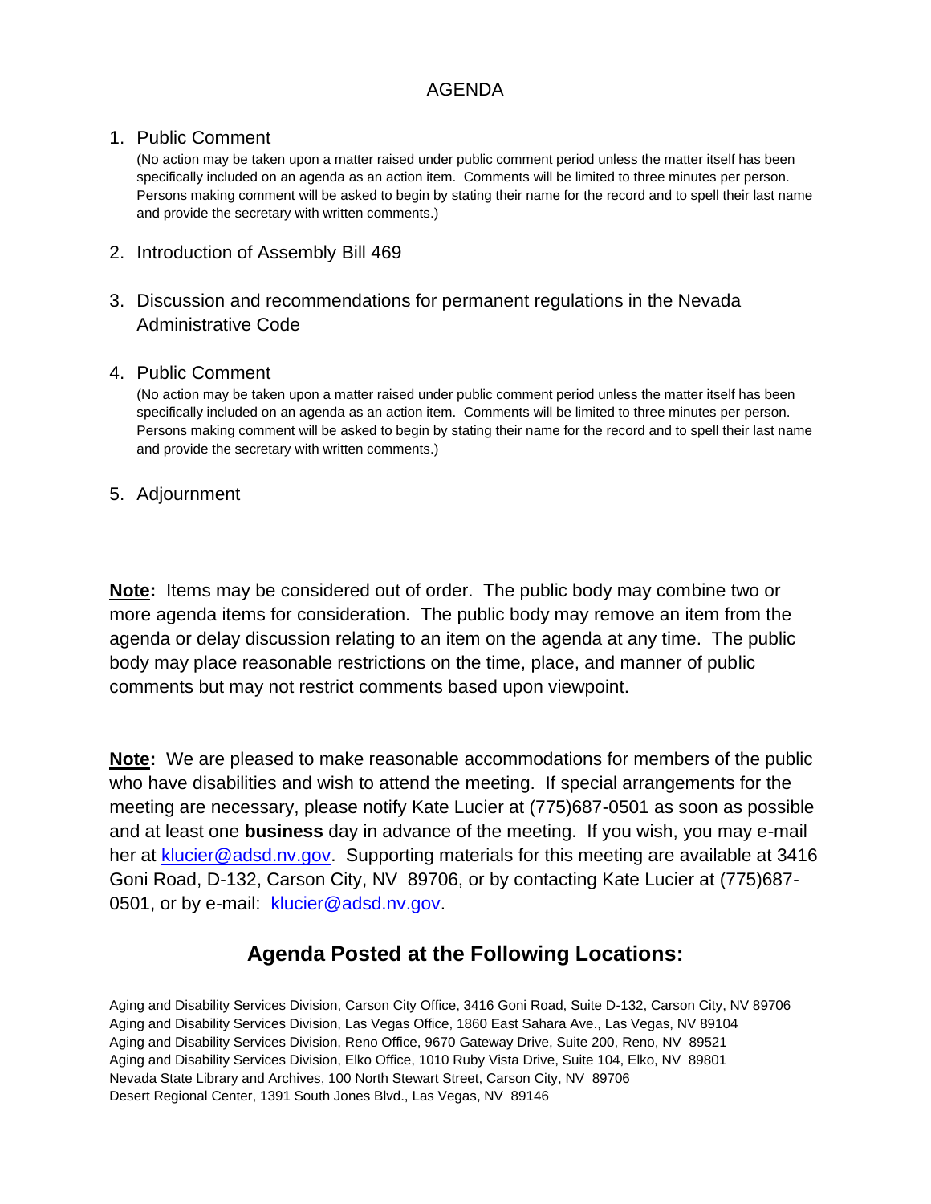# AGENDA

1. Public Comment

   (No action may be taken upon a matter raised under public comment period unless the matter itself has been specifically included on an agenda as an action item. Comments will be limited to three minutes per person. Persons making comment will be asked to begin by stating their name for the record and to spell their last name and provide the secretary with written comments.)

2. Introduction of Assembly Bill 469

3. Discussion and recommendations for permanent regulations in the Nevada Administrative Code

4. Public Comment

   (No action may be taken upon a matter raised under public comment period unless the matter itself has been specifically included on an agenda as an action item. Comments will be limited to three minutes per person. Persons making comment will be asked to begin by stating their name for the record and to spell their last name and provide the secretary with written comments.)

5. Adjournment

**Note:** Items may be considered out of order. The public body may combine two or more agenda items for consideration. The public body may remove an item from the agenda or delay discussion relating to an item on the agenda at any time. The public body may place reasonable restrictions on the time, place, and manner of public comments but may not restrict comments based upon viewpoint.

**Note:** We are pleased to make reasonable accommodations for members of the public who have disabilities and wish to attend the meeting. If special arrangements for the meeting are necessary, please notify Kate Lucier at (775)687-0501 as soon as possible and at least one **business** day in advance of the meeting. If you wish, you may e-mail her at klucier@adsd.nv.gov. Supporting materials for this meeting are available at 3416 Goni Road, D-132, Carson City, NV 89706, or by contacting Kate Lucier at (775)687-0501, or by e-mail: klucier@adsd.nv.gov.

## Agenda Posted at the Following Locations:

Aging and Disability Services Division, Carson City Office, 3416 Goni Road, Suite D-132, Carson City, NV 89706
Aging and Disability Services Division, Las Vegas Office, 1860 East Sahara Ave., Las Vegas, NV 89104
Aging and Disability Services Division, Reno Office, 9670 Gateway Drive, Suite 200, Reno, NV 89521
Aging and Disability Services Division, Elko Office, 1010 Ruby Vista Drive, Suite 104, Elko, NV 89801
Nevada State Library and Archives, 100 North Stewart Street, Carson City, NV 89706
Desert Regional Center, 1391 South Jones Blvd., Las Vegas, NV 89146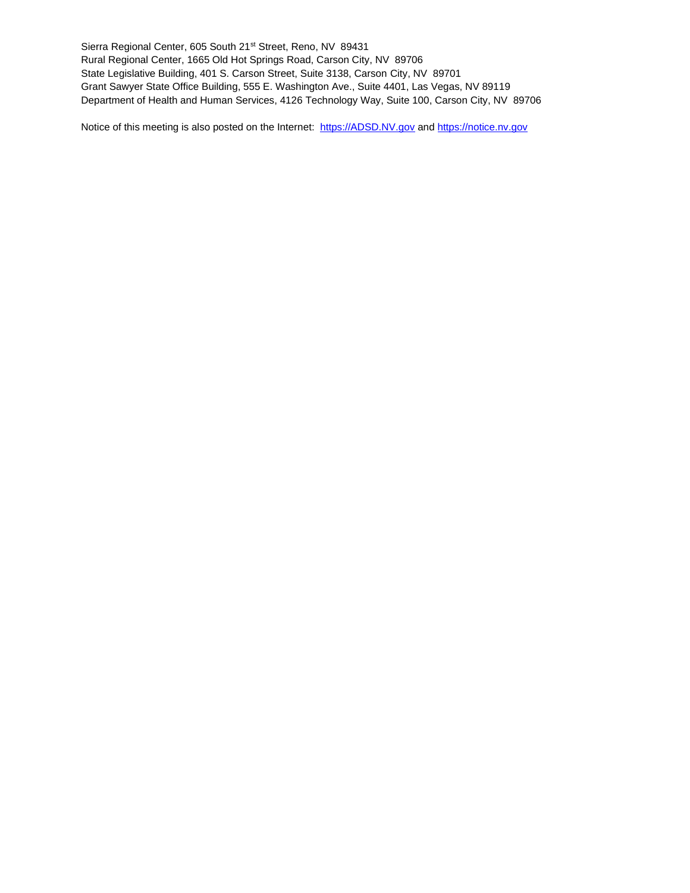Sierra Regional Center, 605 South 21st Street, Reno, NV 89431
Rural Regional Center, 1665 Old Hot Springs Road, Carson City, NV 89706
State Legislative Building, 401 S. Carson Street, Suite 3138, Carson City, NV 89701
Grant Sawyer State Office Building, 555 E. Washington Ave., Suite 4401, Las Vegas, NV 89119
Department of Health and Human Services, 4126 Technology Way, Suite 100, Carson City, NV 89706

Notice of this meeting is also posted on the Internet: https://ADSD.NV.gov and https://notice.nv.gov